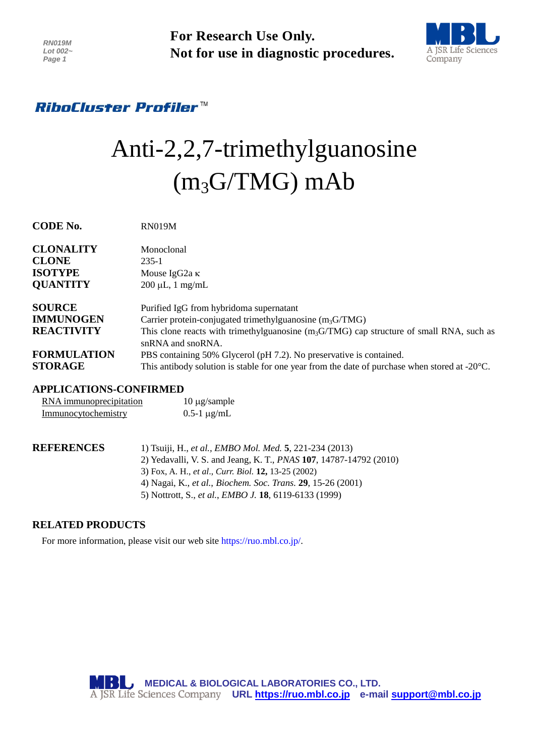For Research Use Only.
Not for use in diagnostic procedures.

***RiboCluster Profiler*™**

# Anti-2,2,7-trimethylguanosine ($m_3G$/TMG) mAb

**CODE No.** RN019M

**CLONALITY** Monoclonal
**CLONE** 235-1
**ISOTYPE** Mouse IgG2a κ
**QUANTITY** 200 µL, 1 mg/mL

**SOURCE** Purified IgG from hybridoma supernatant
**IMMUNOGEN** Carrier protein-conjugated trimethylguanosine ($m_3G$/TMG)
**REACTIVITY** This clone reacts with trimethylguanosine ($m_3G$/TMG) cap structure of small RNA, such as snRNA and snoRNA.
**FORMULATION** PBS containing 50% Glycerol (pH 7.2). No preservative is contained.
**STORAGE** This antibody solution is stable for one year from the date of purchase when stored at -20°C.

## APPLICATIONS-CONFIRMED

| | |
|---|---|
| RNA immunoprecipitation | 10 µg/sample |
| Immunocytochemistry | 0.5-1 µg/mL |

## REFERENCES

1) Tsuiji, H., *et al., EMBO Mol. Med.* **5**, 221-234 (2013)
2) Yedavalli, V. S. and Jeang, K. T., *PNAS* **107**, 14787-14792 (2010)
3) Fox, A. H., *et al., Curr. Biol.* **12,** 13-25 (2002)
4) Nagai, K., *et al., Biochem. Soc. Trans.* **29**, 15-26 (2001)
5) Nottrott, S., *et al., EMBO J.* **18**, 6119-6133 (1999)

## RELATED PRODUCTS

For more information, please visit our web site https://ruo.mbl.co.jp/.

MEDICAL & BIOLOGICAL LABORATORIES CO., LTD.
A JSR Life Sciences Company URL https://ruo.mbl.co.jp e-mail support@mbl.co.jp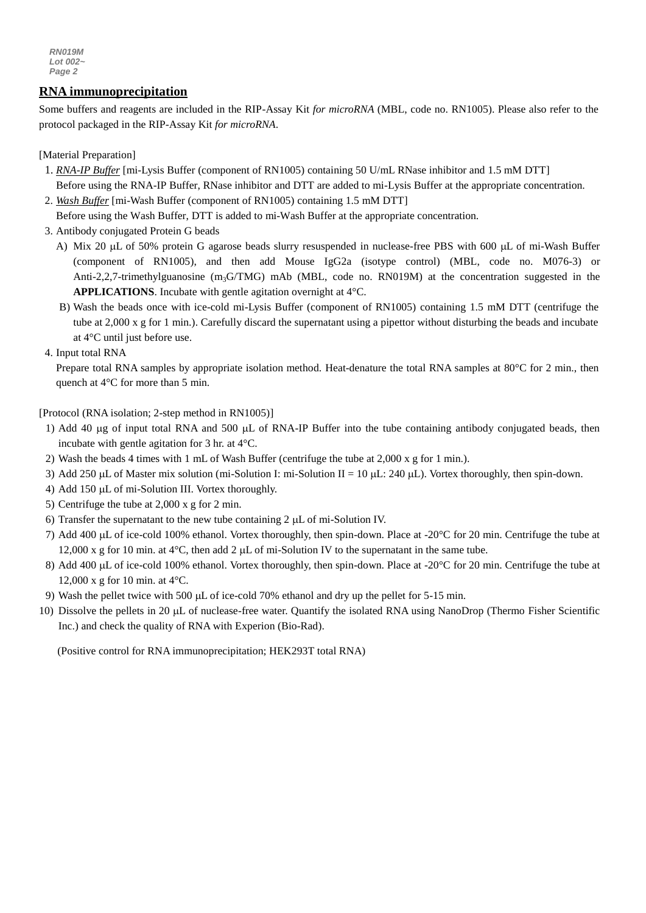## RNA immunoprecipitation

Some buffers and reagents are included in the RIP-Assay Kit *for microRNA* (MBL, code no. RN1005). Please also refer to the protocol packaged in the RIP-Assay Kit *for microRNA*.

[Material Preparation]

1. *RNA-IP Buffer* [mi-Lysis Buffer (component of RN1005) containing 50 U/mL RNase inhibitor and 1.5 mM DTT]
   Before using the RNA-IP Buffer, RNase inhibitor and DTT are added to mi-Lysis Buffer at the appropriate concentration.
2. *Wash Buffer* [mi-Wash Buffer (component of RN1005) containing 1.5 mM DTT]
   Before using the Wash Buffer, DTT is added to mi-Wash Buffer at the appropriate concentration.
3. Antibody conjugated Protein G beads
   A) Mix 20 μL of 50% protein G agarose beads slurry resuspended in nuclease-free PBS with 600 μL of mi-Wash Buffer (component of RN1005), and then add Mouse IgG2a (isotype control) (MBL, code no. M076-3) or Anti-2,2,7-trimethylguanosine ($m_3G$/TMG) mAb (MBL, code no. RN019M) at the concentration suggested in the **APPLICATIONS**. Incubate with gentle agitation overnight at 4°C.
   B) Wash the beads once with ice-cold mi-Lysis Buffer (component of RN1005) containing 1.5 mM DTT (centrifuge the tube at 2,000 x g for 1 min.). Carefully discard the supernatant using a pipettor without disturbing the beads and incubate at 4°C until just before use.
4. Input total RNA
   Prepare total RNA samples by appropriate isolation method. Heat-denature the total RNA samples at 80°C for 2 min., then quench at 4°C for more than 5 min.

[Protocol (RNA isolation; 2-step method in RN1005)]

1) Add 40 μg of input total RNA and 500 μL of RNA-IP Buffer into the tube containing antibody conjugated beads, then incubate with gentle agitation for 3 hr. at 4°C.
2) Wash the beads 4 times with 1 mL of Wash Buffer (centrifuge the tube at 2,000 x g for 1 min.).
3) Add 250 μL of Master mix solution (mi-Solution I: mi-Solution II = 10 μL: 240 μL). Vortex thoroughly, then spin-down.
4) Add 150 μL of mi-Solution III. Vortex thoroughly.
5) Centrifuge the tube at 2,000 x g for 2 min.
6) Transfer the supernatant to the new tube containing 2 μL of mi-Solution IV.
7) Add 400 μL of ice-cold 100% ethanol. Vortex thoroughly, then spin-down. Place at -20°C for 20 min. Centrifuge the tube at 12,000 x g for 10 min. at 4°C, then add 2 μL of mi-Solution IV to the supernatant in the same tube.
8) Add 400 μL of ice-cold 100% ethanol. Vortex thoroughly, then spin-down. Place at -20°C for 20 min. Centrifuge the tube at 12,000 x g for 10 min. at 4°C.
9) Wash the pellet twice with 500 μL of ice-cold 70% ethanol and dry up the pellet for 5-15 min.
10) Dissolve the pellets in 20 μL of nuclease-free water. Quantify the isolated RNA using NanoDrop (Thermo Fisher Scientific Inc.) and check the quality of RNA with Experion (Bio-Rad).

(Positive control for RNA immunoprecipitation; HEK293T total RNA)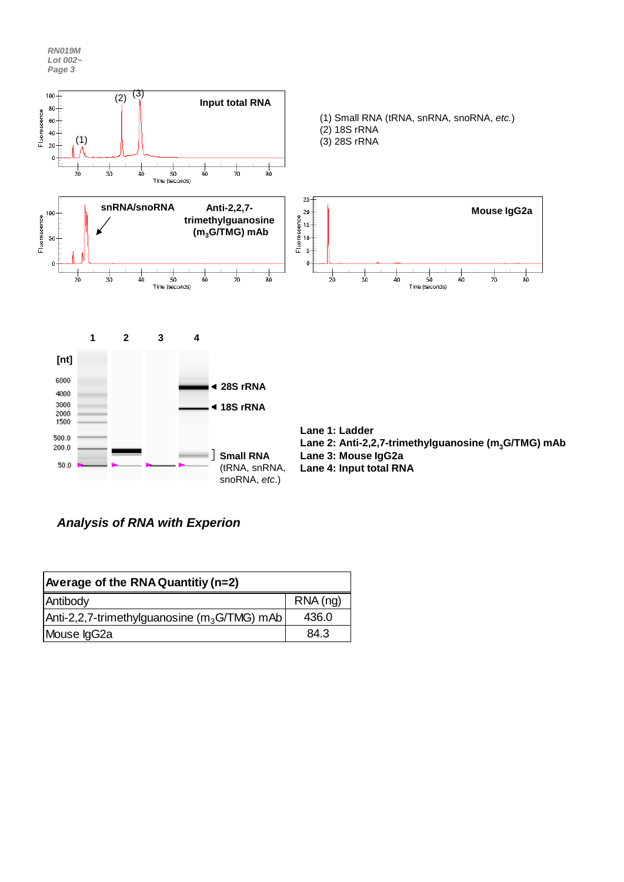RN019M
Lot 002~

Input total RNA

(1) Small RNA (tRNA, snRNA, snoRNA, *etc.*)
(2) 18S rRNA
(3) 28S rRNA

snRNA/snoRNA

Anti-2,2,7-trimethylguanosine ($m_3G$/TMG) mAb

Mouse IgG2a

Lane 1: Ladder
Lane 2: Anti-2,2,7-trimethylguanosine ($m_3G$/TMG) mAb
Lane 3: Mouse IgG2a
Lane 4: Input total RNA

28S rRNA
18S rRNA
Small RNA (tRNA, snRNA, snoRNA, *etc.*)

***Analysis of RNA with Experion***

| Average of the RNA Quantitiy (n=2) | |
|---|---|
| Antibody | RNA (ng) |
| Anti-2,2,7-trimethylguanosine ($m_3G$/TMG) mAb | 436.0 |
| Mouse IgG2a | 84.3 |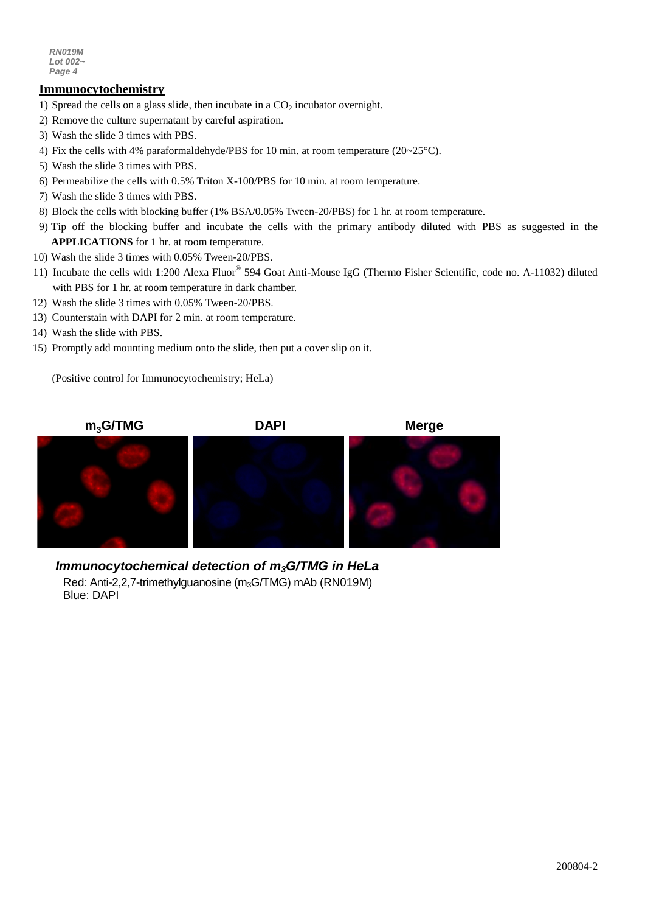## Immunocytochemistry

1) Spread the cells on a glass slide, then incubate in a $CO_2$ incubator overnight.
2) Remove the culture supernatant by careful aspiration.
3) Wash the slide 3 times with PBS.
4) Fix the cells with 4% paraformaldehyde/PBS for 10 min. at room temperature (20~25°C).
5) Wash the slide 3 times with PBS.
6) Permeabilize the cells with 0.5% Triton X-100/PBS for 10 min. at room temperature.
7) Wash the slide 3 times with PBS.
8) Block the cells with blocking buffer (1% BSA/0.05% Tween-20/PBS) for 1 hr. at room temperature.
9) Tip off the blocking buffer and incubate the cells with the primary antibody diluted with PBS as suggested in the **APPLICATIONS** for 1 hr. at room temperature.
10) Wash the slide 3 times with 0.05% Tween-20/PBS.
11) Incubate the cells with 1:200 Alexa Fluor® 594 Goat Anti-Mouse IgG (Thermo Fisher Scientific, code no. A-11032) diluted with PBS for 1 hr. at room temperature in dark chamber.
12) Wash the slide 3 times with 0.05% Tween-20/PBS.
13) Counterstain with DAPI for 2 min. at room temperature.
14) Wash the slide with PBS.
15) Promptly add mounting medium onto the slide, then put a cover slip on it.

(Positive control for Immunocytochemistry; HeLa)

$m_3G$/TMG DAPI Merge

***Immunocytochemical detection of $m_3G$/TMG in HeLa***

Red: Anti-2,2,7-trimethylguanosine ($m_3G$/TMG) mAb (RN019M)
Blue: DAPI